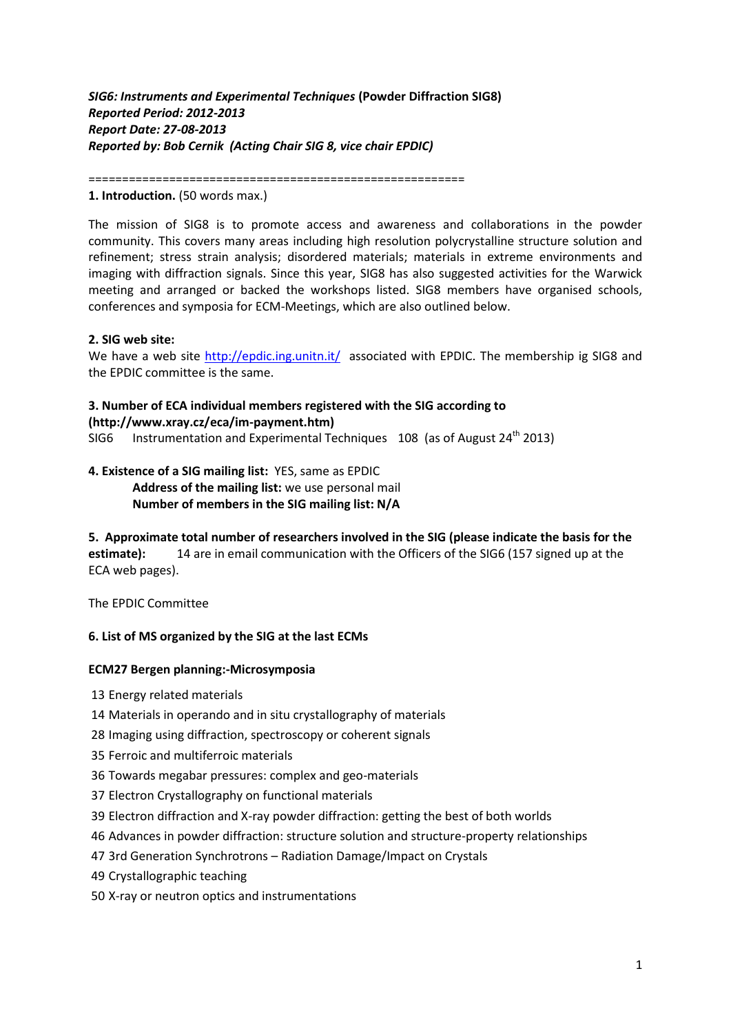***SIG6: Instruments and Experimental Techniques* (Powder Diffraction SIG8)**
***Reported Period: 2012-2013***
***Report Date: 27-08-2013***
***Reported by: Bob Cernik (Acting Chair SIG 8, vice chair EPDIC)***

=======================================================

**1. Introduction.** (50 words max.)

The mission of SIG8 is to promote access and awareness and collaborations in the powder community. This covers many areas including high resolution polycrystalline structure solution and refinement; stress strain analysis; disordered materials; materials in extreme environments and imaging with diffraction signals. Since this year, SIG8 has also suggested activities for the Warwick meeting and arranged or backed the workshops listed. SIG8 members have organised schools, conferences and symposia for ECM-Meetings, which are also outlined below.

**2. SIG web site:**

We have a web site http://epdic.ing.unitn.it/ associated with EPDIC. The membership ig SIG8 and the EPDIC committee is the same.

**3. Number of ECA individual members registered with the SIG according to (http://www.xray.cz/eca/im-payment.htm)**

SIG6 Instrumentation and Experimental Techniques 108 (as of August 24th 2013)

**4. Existence of a SIG mailing list:** YES, same as EPDIC
**Address of the mailing list:** we use personal mail
**Number of members in the SIG mailing list: N/A**

**5. Approximate total number of researchers involved in the SIG (please indicate the basis for the estimate):** 14 are in email communication with the Officers of the SIG6 (157 signed up at the ECA web pages).

The EPDIC Committee

**6. List of MS organized by the SIG at the last ECMs**

**ECM27 Bergen planning:-Microsymposia**

13 Energy related materials
14 Materials in operando and in situ crystallography of materials
28 Imaging using diffraction, spectroscopy or coherent signals
35 Ferroic and multiferroic materials
36 Towards megabar pressures: complex and geo-materials
37 Electron Crystallography on functional materials
39 Electron diffraction and X-ray powder diffraction: getting the best of both worlds
46 Advances in powder diffraction: structure solution and structure-property relationships
47 3rd Generation Synchrotrons – Radiation Damage/Impact on Crystals
49 Crystallographic teaching
50 X-ray or neutron optics and instrumentations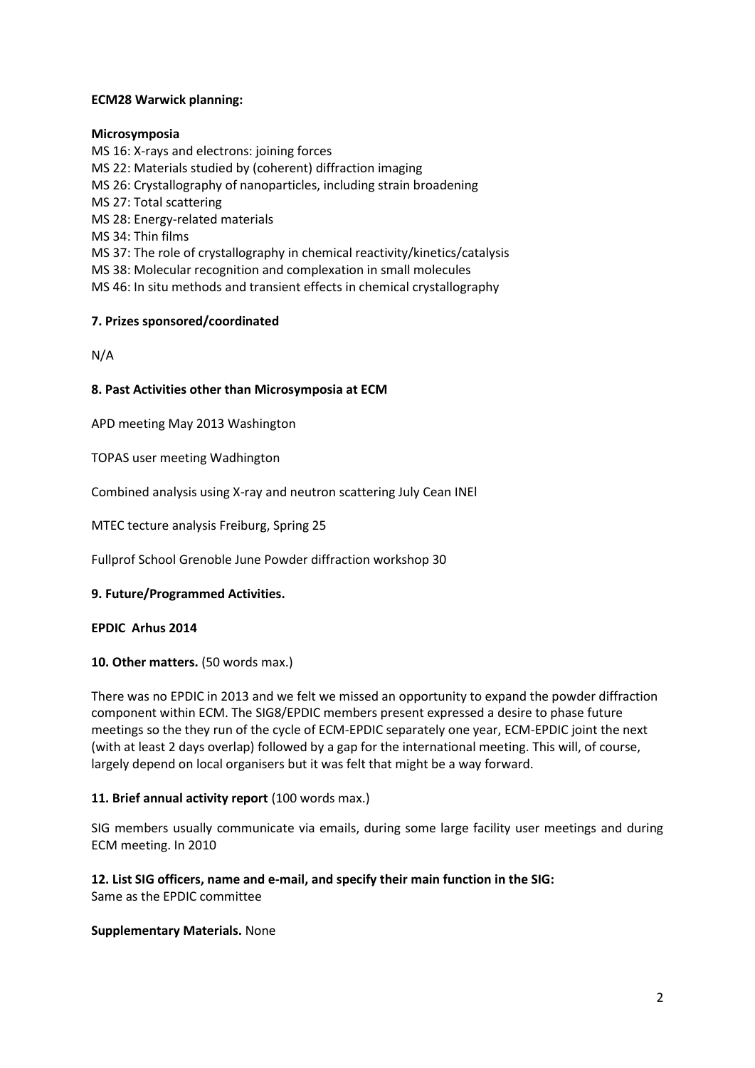**ECM28 Warwick planning:**

**Microsymposia**

MS 16: X-rays and electrons: joining forces
MS 22: Materials studied by (coherent) diffraction imaging
MS 26: Crystallography of nanoparticles, including strain broadening
MS 27: Total scattering
MS 28: Energy-related materials
MS 34: Thin films
MS 37: The role of crystallography in chemical reactivity/kinetics/catalysis
MS 38: Molecular recognition and complexation in small molecules
MS 46: In situ methods and transient effects in chemical crystallography

**7. Prizes sponsored/coordinated**

N/A

**8. Past Activities other than Microsymposia at ECM**

APD meeting May 2013 Washington

TOPAS user meeting Wadhington

Combined analysis using X-ray and neutron scattering July Cean INEl

MTEC tecture analysis Freiburg, Spring 25

Fullprof School Grenoble June Powder diffraction workshop 30

**9. Future/Programmed Activities.**

**EPDIC Arhus 2014**

**10. Other matters.** (50 words max.)

There was no EPDIC in 2013 and we felt we missed an opportunity to expand the powder diffraction component within ECM. The SIG8/EPDIC members present expressed a desire to phase future meetings so the they run of the cycle of ECM-EPDIC separately one year, ECM-EPDIC joint the next (with at least 2 days overlap) followed by a gap for the international meeting. This will, of course, largely depend on local organisers but it was felt that might be a way forward.

**11. Brief annual activity report** (100 words max.)

SIG members usually communicate via emails, during some large facility user meetings and during ECM meeting. In 2010

**12. List SIG officers, name and e-mail, and specify their main function in the SIG:**
Same as the EPDIC committee

**Supplementary Materials.** None